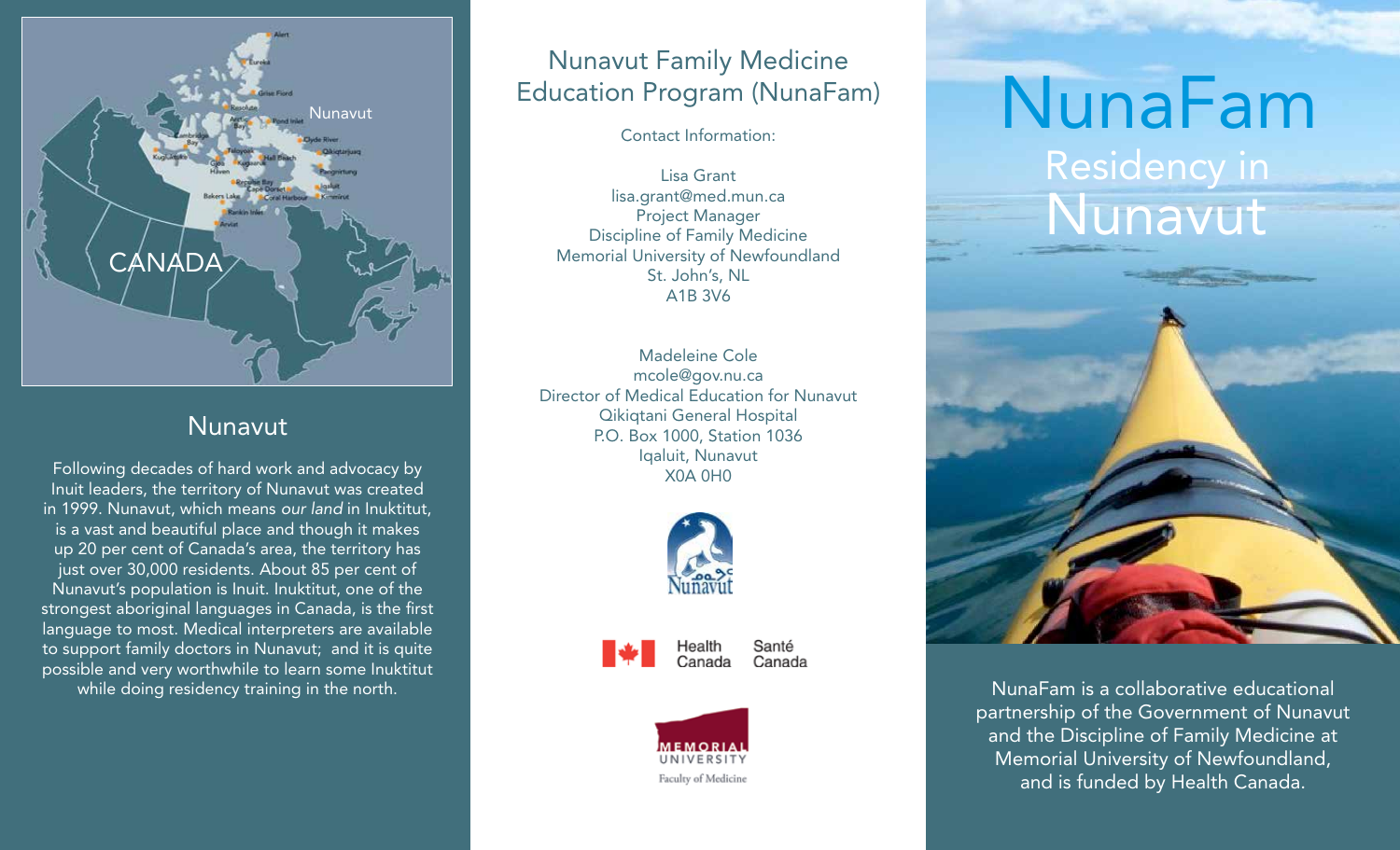# NunaFam

## Residency in Nunavut

NunaFam is a collaborative educational partnership of the Government of Nunavut and the Discipline of Family Medicine at Memorial University of Newfoundland, and is funded by Health Canada.

## Nunavut

Following decades of hard work and advocacy by Inuit leaders, the territory of Nunavut was created in 1999. Nunavut, which means *our land* in Inuktitut, is a vast and beautiful place and though it makes up 20 per cent of Canada's area, the territory has just over 30,000 residents. About 85 per cent of Nunavut's population is Inuit. Inuktitut, one of the strongest aboriginal languages in Canada, is the first language to most. Medical interpreters are available to support family doctors in Nunavut; and it is quite possible and very worthwhile to learn some Inuktitut while doing residency training in the north.

## Nunavut Family Medicine Education Program (NunaFam)

Contact Information:

Lisa Grant
lisa.grant@med.mun.ca
Project Manager
Discipline of Family Medicine
Memorial University of Newfoundland
St. John's, NL
A1B 3V6

Madeleine Cole
mcole@gov.nu.ca
Director of Medical Education for Nunavut
Qikiqtani General Hospital
P.O. Box 1000, Station 1036
Iqaluit, Nunavut
X0A 0H0

Health Canada Santé Canada

Memorial University
Faculty of Medicine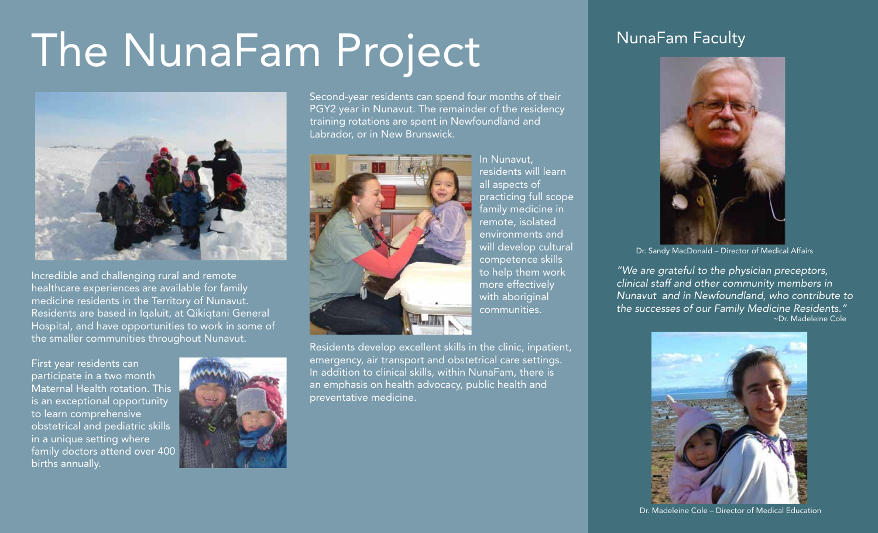# The NunaFam Project

Incredible and challenging rural and remote healthcare experiences are available for family medicine residents in the Territory of Nunavut. Residents are based in Iqaluit, at Qikiqtani General Hospital, and have opportunities to work in some of the smaller communities throughout Nunavut.

First year residents can participate in a two month Maternal Health rotation. This is an exceptional opportunity to learn comprehensive obstetrical and pediatric skills in a unique setting where family doctors attend over 400 births annually.

Second-year residents can spend four months of their PGY2 year in Nunavut. The remainder of the residency training rotations are spent in Newfoundland and Labrador, or in New Brunswick.

In Nunavut, residents will learn all aspects of practicing full scope family medicine in remote, isolated environments and will develop cultural competence skills to help them work more effectively with aboriginal communities.

Residents develop excellent skills in the clinic, inpatient, emergency, air transport and obstetrical care settings. In addition to clinical skills, within NunaFam, there is an emphasis on health advocacy, public health and preventative medicine.

## NunaFam Faculty

Dr. Sandy MacDonald – Director of Medical Affairs

*"We are grateful to the physician preceptors, clinical staff and other community members in Nunavut and in Newfoundland, who contribute to the successes of our Family Medicine Residents."*

~Dr. Madeleine Cole

Dr. Madeleine Cole – Director of Medical Education